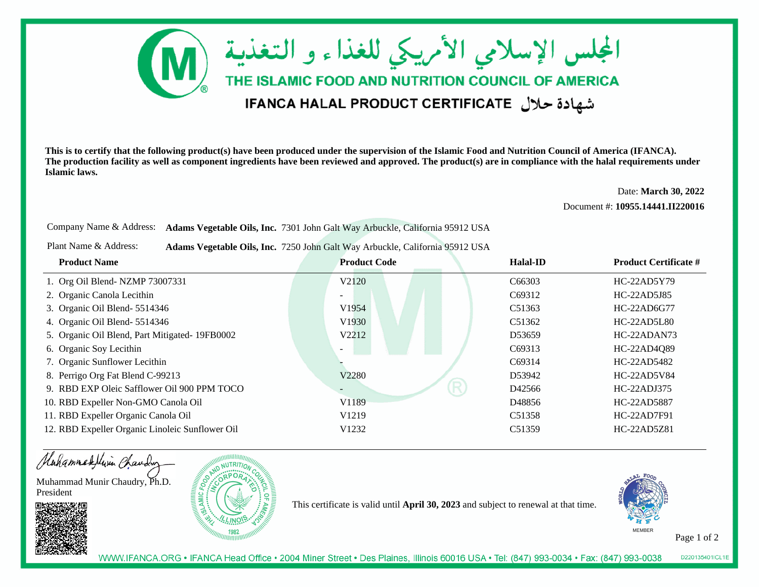# المجلس الإسلامي الأمريكي للغذاء و التغذية

## THE ISLAMIC FOOD AND NUTRITION COUNCIL OF AMERICA

## IFANCA HALAL PRODUCT CERTIFICATE شهادة حلال

**This is to certify that the following product(s) have been produced under the supervision of the Islamic Food and Nutrition Council of America (IFANCA). The production facility as well as component ingredients have been reviewed and approved. The product(s) are in compliance with the halal requirements under Islamic laws.**

Date: **March 30, 2022**

Document #: **10955.14441.II220016**

Company Name & Address: **Adams Vegetable Oils, Inc.** 7301 John Galt Way Arbuckle, California 95912 USA

Plant Name & Address: **Adams Vegetable Oils, Inc.** 7250 John Galt Way Arbuckle, California 95912 USA

| Product Name | Product Code | Halal-ID | Product Certificate # |
|---|---|---|---|
| 1. Org Oil Blend- NZMP 73007331 | V2120 | C66303 | HC-22AD5Y79 |
| 2. Organic Canola Lecithin | - | C69312 | HC-22AD5J85 |
| 3. Organic Oil Blend- 5514346 | V1954 | C51363 | HC-22AD6G77 |
| 4. Organic Oil Blend- 5514346 | V1930 | C51362 | HC-22AD5L80 |
| 5. Organic Oil Blend, Part Mitigated- 19FB0002 | V2212 | D53659 | HC-22ADAN73 |
| 6. Organic Soy Lecithin | - | C69313 | HC-22AD4Q89 |
| 7. Organic Sunflower Lecithin | - | C69314 | HC-22AD5482 |
| 8. Perrigo Org Fat Blend C-99213 | V2280 | D53942 | HC-22AD5V84 |
| 9. RBD EXP Oleic Safflower Oil 900 PPM TOCO | - | D42566 | HC-22ADJ375 |
| 10. RBD Expeller Non-GMO Canola Oil | V1189 | D48856 | HC-22AD5887 |
| 11. RBD Expeller Organic Canola Oil | V1219 | C51358 | HC-22AD7F91 |
| 12. RBD Expeller Organic Linoleic Sunflower Oil | V1232 | C51359 | HC-22AD5Z81 |

Muhammad Munir Chaudry, Ph.D.
President

This certificate is valid until **April 30, 2023** and subject to renewal at that time.

WWW.IFANCA.ORG • IFANCA Head Office • 2004 Miner Street • Des Plaines, Illinois 60016 USA • Tel: (847) 993-0034 • Fax: (847) 993-0038

D220135401ICL1E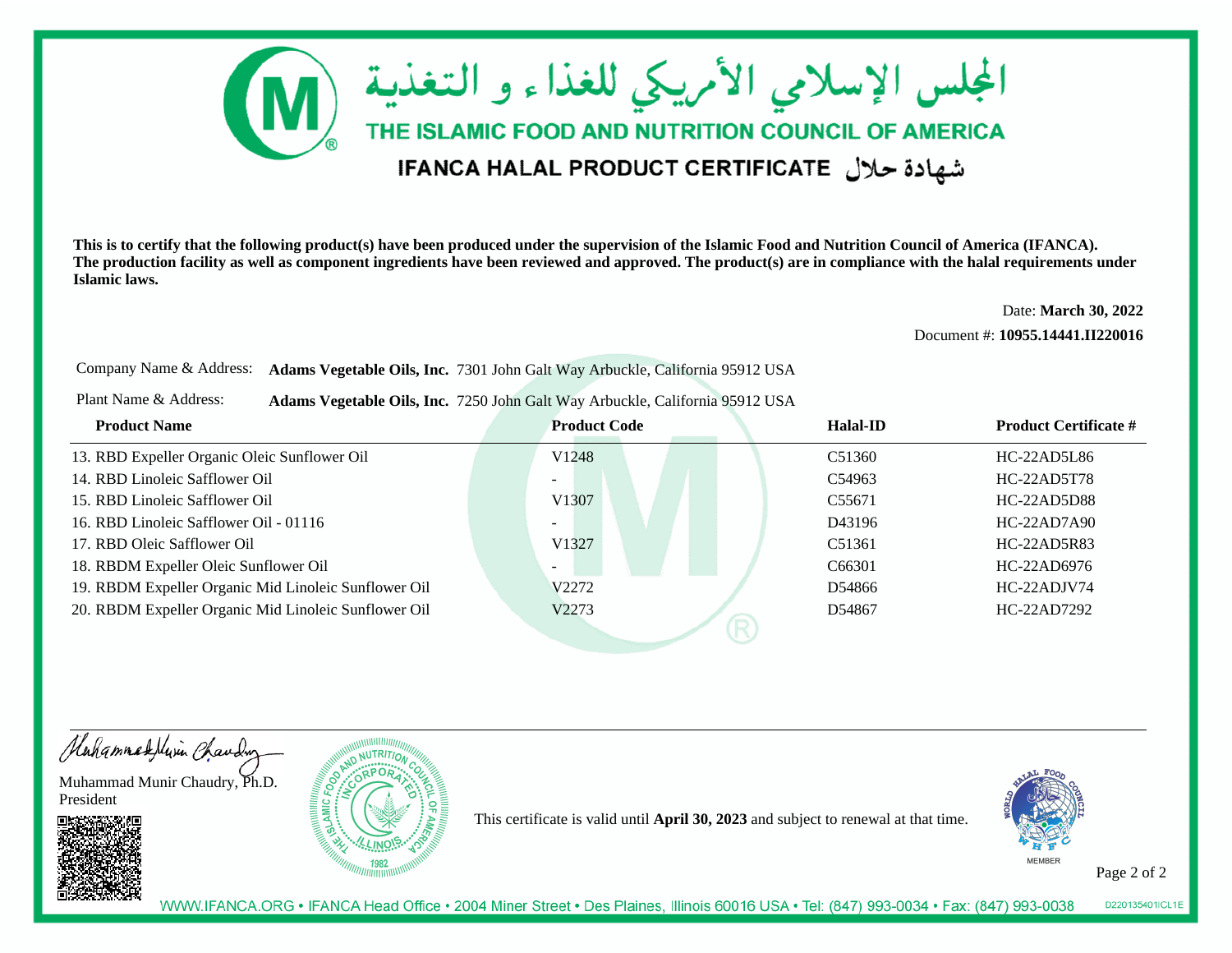# المجلس الإسلامي الأمريكي للغذاء و التغذية

# THE ISLAMIC FOOD AND NUTRITION COUNCIL OF AMERICA

## IFANCA HALAL PRODUCT CERTIFICATE شهادة حلال

**This is to certify that the following product(s) have been produced under the supervision of the Islamic Food and Nutrition Council of America (IFANCA). The production facility as well as component ingredients have been reviewed and approved. The product(s) are in compliance with the halal requirements under Islamic laws.**

Date: **March 30, 2022**

Document #: **10955.14441.II220016**

Company Name & Address: **Adams Vegetable Oils, Inc.** 7301 John Galt Way Arbuckle, California 95912 USA

Plant Name & Address: **Adams Vegetable Oils, Inc.** 7250 John Galt Way Arbuckle, California 95912 USA

| Product Name | Product Code | Halal-ID | Product Certificate # |
|---|---|---|---|
| 13. RBD Expeller Organic Oleic Sunflower Oil | V1248 | C51360 | HC-22AD5L86 |
| 14. RBD Linoleic Safflower Oil | - | C54963 | HC-22AD5T78 |
| 15. RBD Linoleic Safflower Oil | V1307 | C55671 | HC-22AD5D88 |
| 16. RBD Linoleic Safflower Oil - 01116 | - | D43196 | HC-22AD7A90 |
| 17. RBD Oleic Safflower Oil | V1327 | C51361 | HC-22AD5R83 |
| 18. RBDM Expeller Oleic Sunflower Oil | - | C66301 | HC-22AD6976 |
| 19. RBDM Expeller Organic Mid Linoleic Sunflower Oil | V2272 | D54866 | HC-22ADJV74 |
| 20. RBDM Expeller Organic Mid Linoleic Sunflower Oil | V2273 | D54867 | HC-22AD7292 |

Muhammad Munir Chaudry, Ph.D.
President

This certificate is valid until **April 30, 2023** and subject to renewal at that time.

MEMBER

WWW.IFANCA.ORG • IFANCA Head Office • 2004 Miner Street • Des Plaines, Illinois 60016 USA • Tel: (847) 993-0034 • Fax: (847) 993-0038

D220135401ICL1E